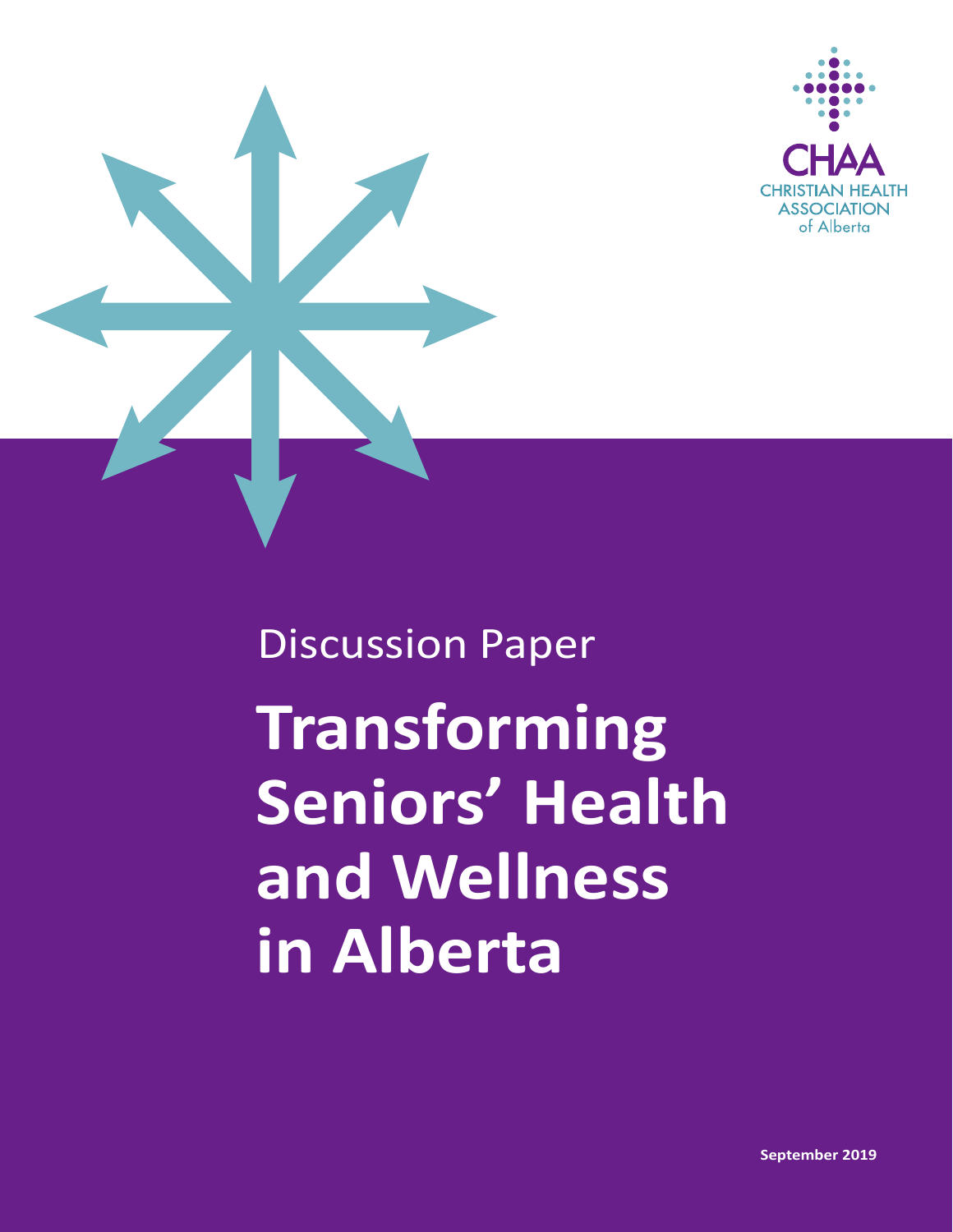CHAA

CHRISTIAN HEALTH ASSOCIATION of Alberta

Discussion Paper

# Transforming Seniors' Health and Wellness in Alberta

**September 2019**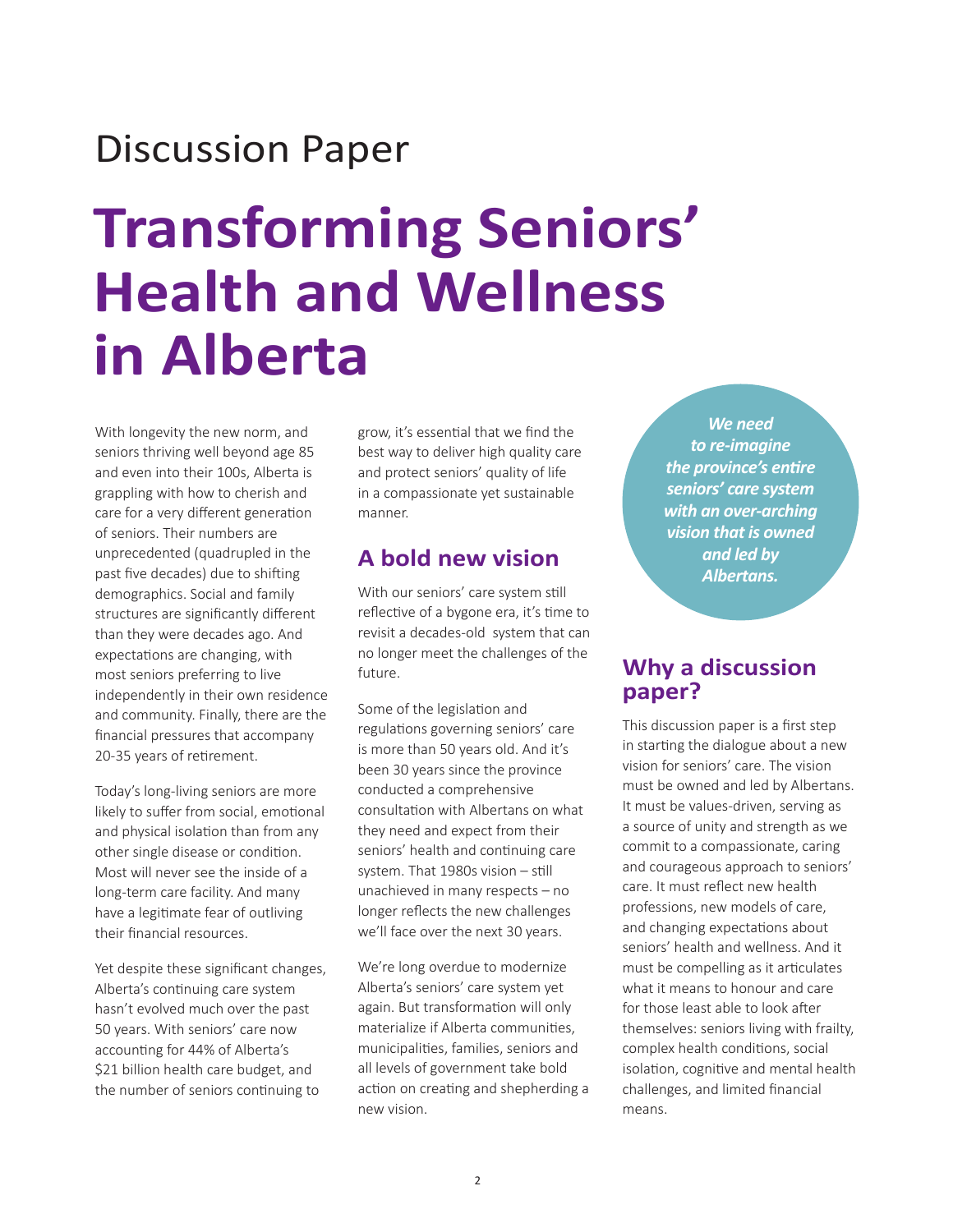Discussion Paper

# Transforming Seniors' Health and Wellness in Alberta

With longevity the new norm, and seniors thriving well beyond age 85 and even into their 100s, Alberta is grappling with how to cherish and care for a very different generation of seniors. Their numbers are unprecedented (quadrupled in the past five decades) due to shifting demographics. Social and family structures are significantly different than they were decades ago. And expectations are changing, with most seniors preferring to live independently in their own residence and community. Finally, there are the financial pressures that accompany 20-35 years of retirement.

Today's long-living seniors are more likely to suffer from social, emotional and physical isolation than from any other single disease or condition. Most will never see the inside of a long-term care facility. And many have a legitimate fear of outliving their financial resources.

Yet despite these significant changes, Alberta's continuing care system hasn't evolved much over the past 50 years. With seniors' care now accounting for 44% of Alberta's $21 billion health care budget, and the number of seniors continuing to grow, it's essential that we find the best way to deliver high quality care and protect seniors' quality of life in a compassionate yet sustainable manner.

## A bold new vision

With our seniors' care system still reflective of a bygone era, it's time to revisit a decades-old system that can no longer meet the challenges of the future.

Some of the legislation and regulations governing seniors' care is more than 50 years old. And it's been 30 years since the province conducted a comprehensive consultation with Albertans on what they need and expect from their seniors' health and continuing care system. That 1980s vision – still unachieved in many respects – no longer reflects the new challenges we'll face over the next 30 years.

We're long overdue to modernize Alberta's seniors' care system yet again. But transformation will only materialize if Alberta communities, municipalities, families, seniors and all levels of government take bold action on creating and shepherding a new vision.

***We need to re-imagine the province's entire seniors' care system with an over-arching vision that is owned and led by Albertans.***

## Why a discussion paper?

This discussion paper is a first step in starting the dialogue about a new vision for seniors' care. The vision must be owned and led by Albertans. It must be values-driven, serving as a source of unity and strength as we commit to a compassionate, caring and courageous approach to seniors' care. It must reflect new health professions, new models of care, and changing expectations about seniors' health and wellness. And it must be compelling as it articulates what it means to honour and care for those least able to look after themselves: seniors living with frailty, complex health conditions, social isolation, cognitive and mental health challenges, and limited financial means.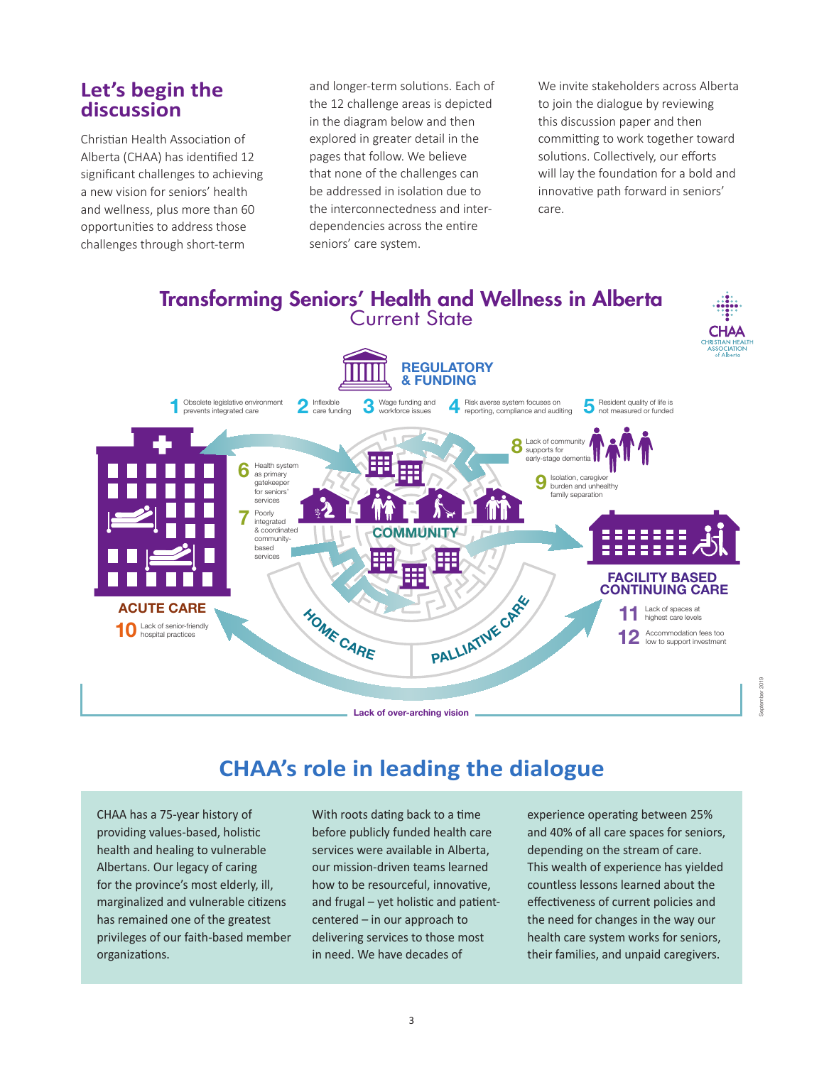## Let's begin the discussion

Christian Health Association of Alberta (CHAA) has identified 12 significant challenges to achieving a new vision for seniors' health and wellness, plus more than 60 opportunities to address those challenges through short-term and longer-term solutions. Each of the 12 challenge areas is depicted in the diagram below and then explored in greater detail in the pages that follow. We believe that none of the challenges can be addressed in isolation due to the interconnectedness and inter-dependencies across the entire seniors' care system.

We invite stakeholders across Alberta to join the dialogue by reviewing this discussion paper and then committing to work together toward solutions. Collectively, our efforts will lay the foundation for a bold and innovative path forward in seniors' care.

### Transforming Seniors' Health and Wellness in Alberta
Current State

**REGULATORY & FUNDING**

1. Obsolete legislative environment prevents integrated care
2. Inflexible care funding
3. Wage funding and workforce issues
4. Risk averse system focuses on reporting, compliance and auditing
5. Resident quality of life is not measured or funded

**COMMUNITY**

6. Health system as primary gatekeeper for seniors' services
7. Poorly integrated & coordinated community-based services
8. Lack of community supports for early-stage dementia
9. Isolation, caregiver burden and unhealthy family separation

**HOME CARE** | **PALLIATIVE CARE**

**ACUTE CARE**

10. Lack of senior-friendly hospital practices

**FACILITY BASED CONTINUING CARE**

11. Lack of spaces at highest care levels
12. Accommodation fees too low to support investment

Lack of over-arching vision

## CHAA's role in leading the dialogue

CHAA has a 75-year history of providing values-based, holistic health and healing to vulnerable Albertans. Our legacy of caring for the province's most elderly, ill, marginalized and vulnerable citizens has remained one of the greatest privileges of our faith-based member organizations.

With roots dating back to a time before publicly funded health care services were available in Alberta, our mission-driven teams learned how to be resourceful, innovative, and frugal – yet holistic and patient-centered – in our approach to delivering services to those most in need. We have decades of experience operating between 25% and 40% of all care spaces for seniors, depending on the stream of care. This wealth of experience has yielded countless lessons learned about the effectiveness of current policies and the need for changes in the way our health care system works for seniors, their families, and unpaid caregivers.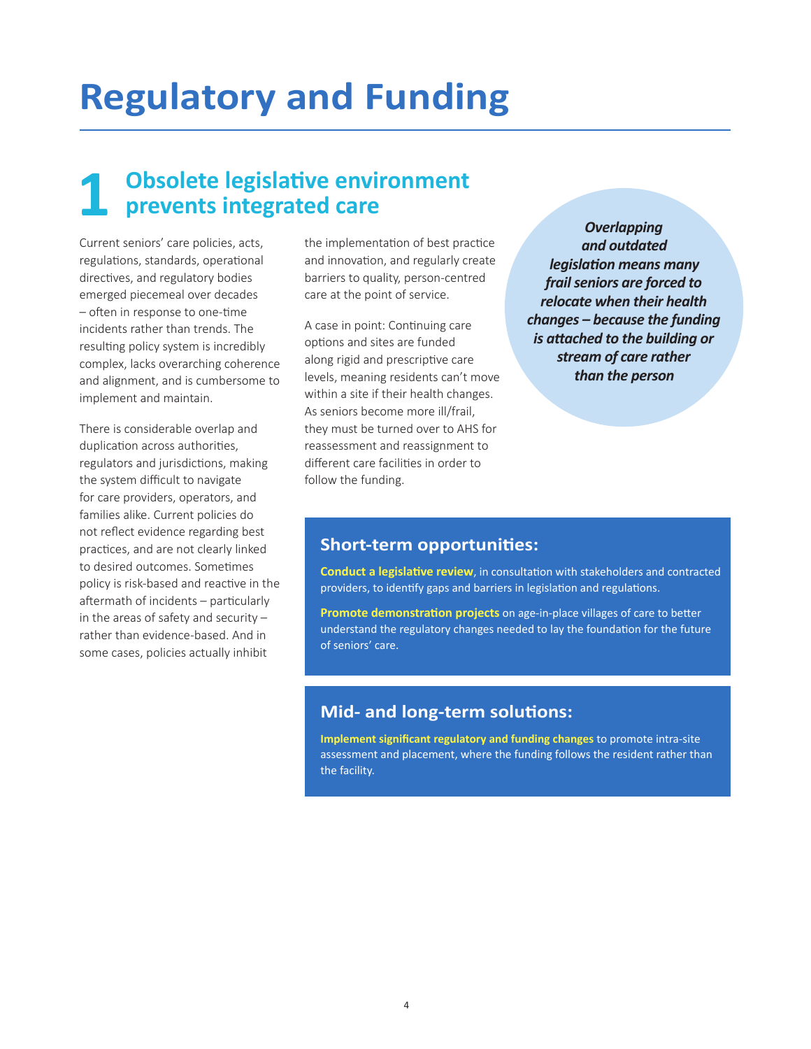# Regulatory and Funding

## 1 Obsolete legislative environment prevents integrated care

Current seniors' care policies, acts, regulations, standards, operational directives, and regulatory bodies emerged piecemeal over decades – often in response to one-time incidents rather than trends. The resulting policy system is incredibly complex, lacks overarching coherence and alignment, and is cumbersome to implement and maintain.

There is considerable overlap and duplication across authorities, regulators and jurisdictions, making the system difficult to navigate for care providers, operators, and families alike. Current policies do not reflect evidence regarding best practices, and are not clearly linked to desired outcomes. Sometimes policy is risk-based and reactive in the aftermath of incidents – particularly in the areas of safety and security – rather than evidence-based. And in some cases, policies actually inhibit the implementation of best practice and innovation, and regularly create barriers to quality, person-centred care at the point of service.

A case in point: Continuing care options and sites are funded along rigid and prescriptive care levels, meaning residents can't move within a site if their health changes. As seniors become more ill/frail, they must be turned over to AHS for reassessment and reassignment to different care facilities in order to follow the funding.

***Overlapping and outdated legislation means many frail seniors are forced to relocate when their health changes – because the funding is attached to the building or stream of care rather than the person***

### Short-term opportunities:

**Conduct a legislative review**, in consultation with stakeholders and contracted providers, to identify gaps and barriers in legislation and regulations.

**Promote demonstration projects** on age-in-place villages of care to better understand the regulatory changes needed to lay the foundation for the future of seniors' care.

### Mid- and long-term solutions:

**Implement significant regulatory and funding changes** to promote intra-site assessment and placement, where the funding follows the resident rather than the facility.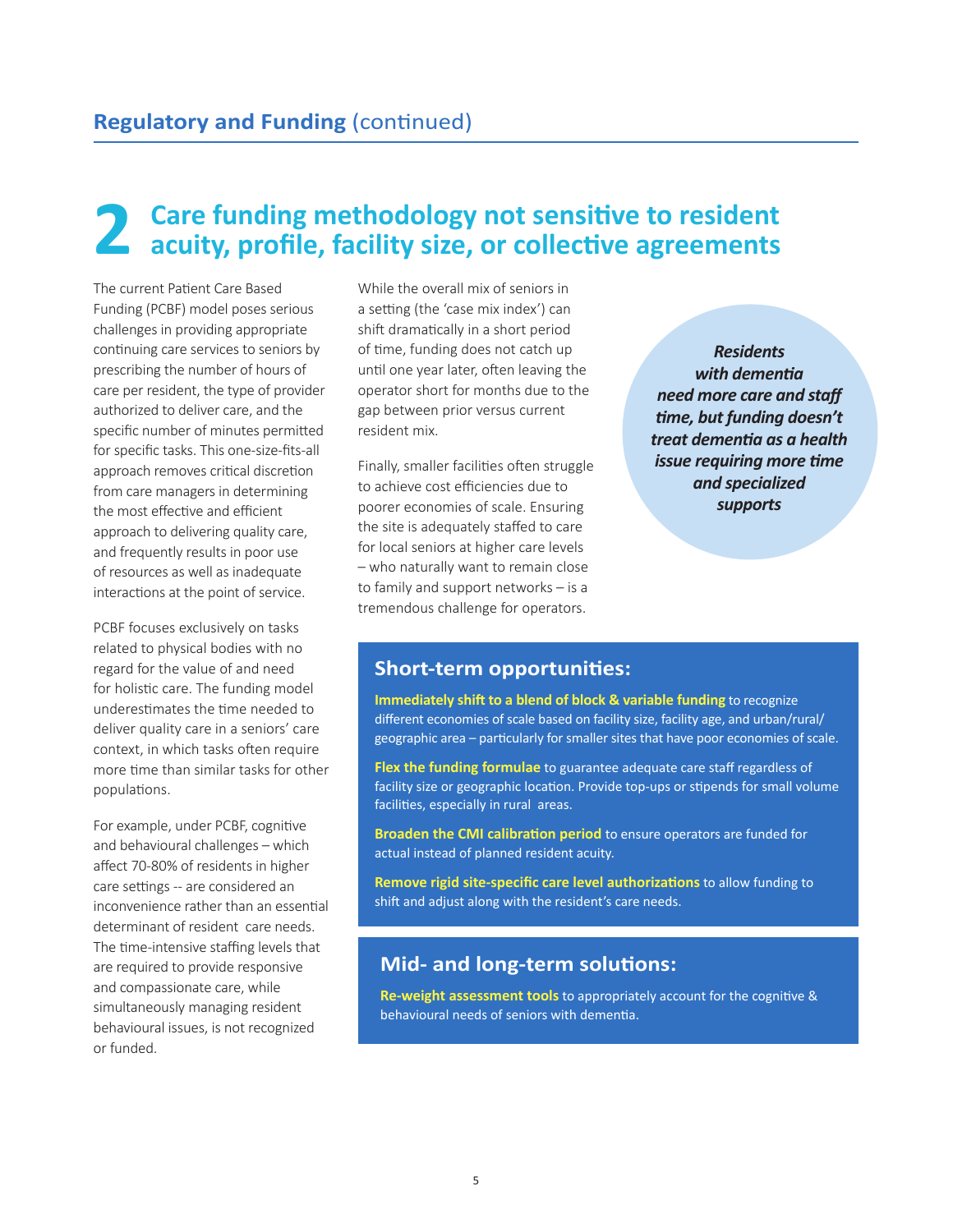## Regulatory and Funding (continued)

# 2 Care funding methodology not sensitive to resident acuity, profile, facility size, or collective agreements

The current Patient Care Based Funding (PCBF) model poses serious challenges in providing appropriate continuing care services to seniors by prescribing the number of hours of care per resident, the type of provider authorized to deliver care, and the specific number of minutes permitted for specific tasks. This one-size-fits-all approach removes critical discretion from care managers in determining the most effective and efficient approach to delivering quality care, and frequently results in poor use of resources as well as inadequate interactions at the point of service.

PCBF focuses exclusively on tasks related to physical bodies with no regard for the value of and need for holistic care. The funding model underestimates the time needed to deliver quality care in a seniors' care context, in which tasks often require more time than similar tasks for other populations.

For example, under PCBF, cognitive and behavioural challenges -- which affect 70-80% of residents in higher care settings -- are considered an inconvenience rather than an essential determinant of resident care needs. The time-intensive staffing levels that are required to provide responsive and compassionate care, while simultaneously managing resident behavioural issues, is not recognized or funded.

While the overall mix of seniors in a setting (the 'case mix index') can shift dramatically in a short period of time, funding does not catch up until one year later, often leaving the operator short for months due to the gap between prior versus current resident mix.

Finally, smaller facilities often struggle to achieve cost efficiencies due to poorer economies of scale. Ensuring the site is adequately staffed to care for local seniors at higher care levels – who naturally want to remain close to family and support networks – is a tremendous challenge for operators.

***Residents with dementia need more care and staff time, but funding doesn't treat dementia as a health issue requiring more time and specialized supports***

### Short-term opportunities:

**Immediately shift to a blend of block & variable funding** to recognize different economies of scale based on facility size, facility age, and urban/rural/geographic area – particularly for smaller sites that have poor economies of scale.

**Flex the funding formulae** to guarantee adequate care staff regardless of facility size or geographic location. Provide top-ups or stipends for small volume facilities, especially in rural areas.

**Broaden the CMI calibration period** to ensure operators are funded for actual instead of planned resident acuity.

**Remove rigid site-specific care level authorizations** to allow funding to shift and adjust along with the resident's care needs.

### Mid- and long-term solutions:

**Re-weight assessment tools** to appropriately account for the cognitive & behavioural needs of seniors with dementia.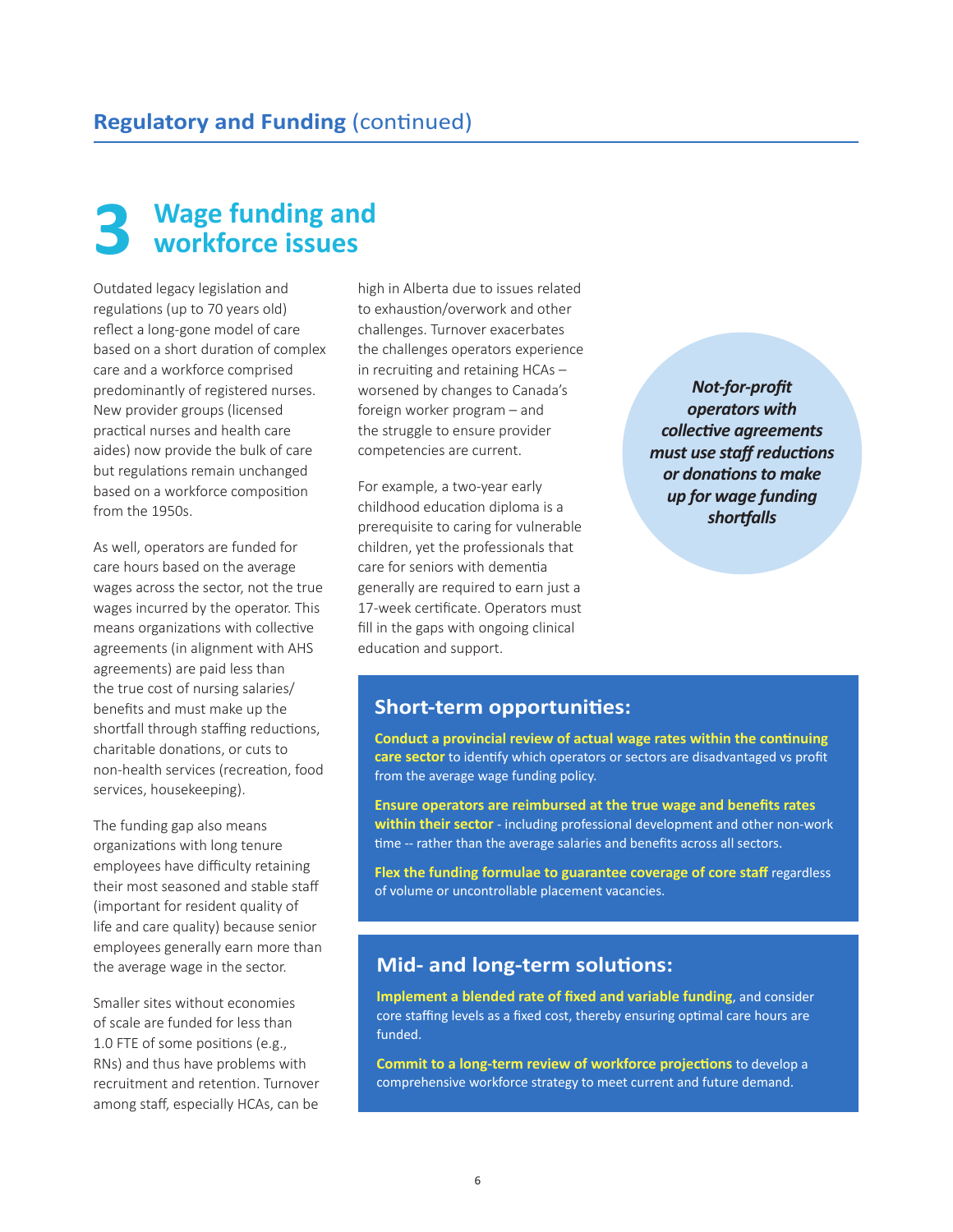## Regulatory and Funding (continued)

# 3 Wage funding and workforce issues

Outdated legacy legislation and regulations (up to 70 years old) reflect a long-gone model of care based on a short duration of complex care and a workforce comprised predominantly of registered nurses. New provider groups (licensed practical nurses and health care aides) now provide the bulk of care but regulations remain unchanged based on a workforce composition from the 1950s.

As well, operators are funded for care hours based on the average wages across the sector, not the true wages incurred by the operator. This means organizations with collective agreements (in alignment with AHS agreements) are paid less than the true cost of nursing salaries/benefits and must make up the shortfall through staffing reductions, charitable donations, or cuts to non-health services (recreation, food services, housekeeping).

The funding gap also means organizations with long tenure employees have difficulty retaining their most seasoned and stable staff (important for resident quality of life and care quality) because senior employees generally earn more than the average wage in the sector.

Smaller sites without economies of scale are funded for less than 1.0 FTE of some positions (e.g., RNs) and thus have problems with recruitment and retention. Turnover among staff, especially HCAs, can be high in Alberta due to issues related to exhaustion/overwork and other challenges. Turnover exacerbates the challenges operators experience in recruiting and retaining HCAs – worsened by changes to Canada's foreign worker program – and the struggle to ensure provider competencies are current.

For example, a two-year early childhood education diploma is a prerequisite to caring for vulnerable children, yet the professionals that care for seniors with dementia generally are required to earn just a 17-week certificate. Operators must fill in the gaps with ongoing clinical education and support.

***Not-for-profit operators with collective agreements must use staff reductions or donations to make up for wage funding shortfalls***

### Short-term opportunities:

**Conduct a provincial review of actual wage rates within the continuing care sector** to identify which operators or sectors are disadvantaged vs profit from the average wage funding policy.

**Ensure operators are reimbursed at the true wage and benefits rates within their sector** - including professional development and other non-work time -- rather than the average salaries and benefits across all sectors.

**Flex the funding formulae to guarantee coverage of core staff** regardless of volume or uncontrollable placement vacancies.

### Mid- and long-term solutions:

**Implement a blended rate of fixed and variable funding**, and consider core staffing levels as a fixed cost, thereby ensuring optimal care hours are funded.

**Commit to a long-term review of workforce projections** to develop a comprehensive workforce strategy to meet current and future demand.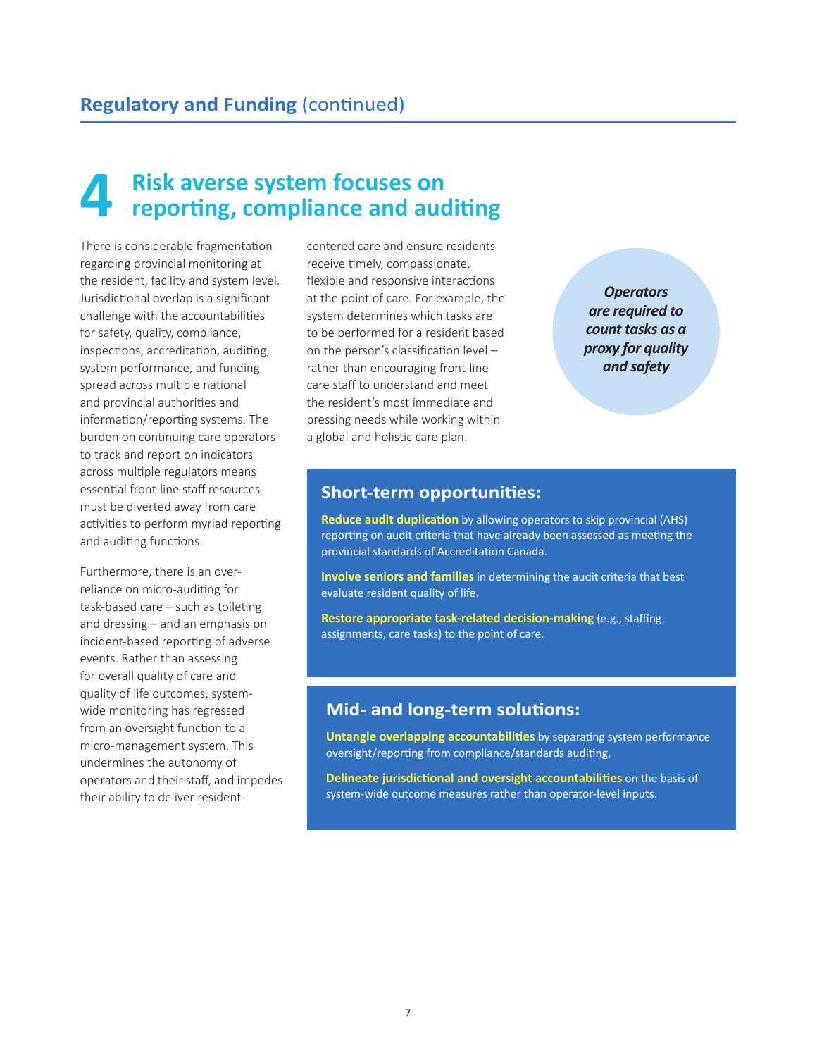## Regulatory and Funding (continued)

# 4 Risk averse system focuses on reporting, compliance and auditing

There is considerable fragmentation regarding provincial monitoring at the resident, facility and system level. Jurisdictional overlap is a significant challenge with the accountabilities for safety, quality, compliance, inspections, accreditation, auditing, system performance, and funding spread across multiple national and provincial authorities and information/reporting systems. The burden on continuing care operators to track and report on indicators across multiple regulators means essential front-line staff resources must be diverted away from care activities to perform myriad reporting and auditing functions.

Furthermore, there is an over-reliance on micro-auditing for task-based care – such as toileting and dressing – and an emphasis on incident-based reporting of adverse events. Rather than assessing for overall quality of care and quality of life outcomes, system-wide monitoring has regressed from an oversight function to a micro-management system. This undermines the autonomy of operators and their staff, and impedes their ability to deliver resident-centered care and ensure residents receive timely, compassionate, flexible and responsive interactions at the point of care. For example, the system determines which tasks are to be performed for a resident based on the person's classification level – rather than encouraging front-line care staff to understand and meet the resident's most immediate and pressing needs while working within a global and holistic care plan.

***Operators are required to count tasks as a proxy for quality and safety***

### Short-term opportunities:

**Reduce audit duplication** by allowing operators to skip provincial (AHS) reporting on audit criteria that have already been assessed as meeting the provincial standards of Accreditation Canada.

**Involve seniors and families** in determining the audit criteria that best evaluate resident quality of life.

**Restore appropriate task-related decision-making** (e.g., staffing assignments, care tasks) to the point of care.

### Mid- and long-term solutions:

**Untangle overlapping accountabilities** by separating system performance oversight/reporting from compliance/standards auditing.

**Delineate jurisdictional and oversight accountabilities** on the basis of system-wide outcome measures rather than operator-level inputs.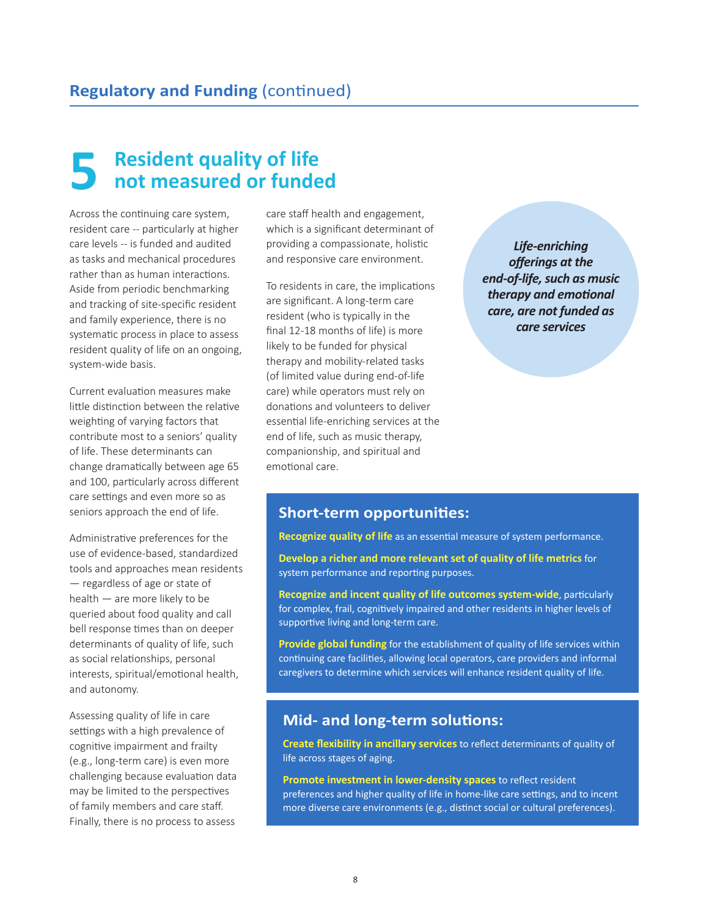## Regulatory and Funding (continued)

# 5 Resident quality of life not measured or funded

Across the continuing care system, resident care -- particularly at higher care levels -- is funded and audited as tasks and mechanical procedures rather than as human interactions. Aside from periodic benchmarking and tracking of site-specific resident and family experience, there is no systematic process in place to assess resident quality of life on an ongoing, system-wide basis.

Current evaluation measures make little distinction between the relative weighting of varying factors that contribute most to a seniors' quality of life. These determinants can change dramatically between age 65 and 100, particularly across different care settings and even more so as seniors approach the end of life.

Administrative preferences for the use of evidence-based, standardized tools and approaches mean residents — regardless of age or state of health — are more likely to be queried about food quality and call bell response times than on deeper determinants of quality of life, such as social relationships, personal interests, spiritual/emotional health, and autonomy.

Assessing quality of life in care settings with a high prevalence of cognitive impairment and frailty (e.g., long-term care) is even more challenging because evaluation data may be limited to the perspectives of family members and care staff. Finally, there is no process to assess care staff health and engagement, which is a significant determinant of providing a compassionate, holistic and responsive care environment.

To residents in care, the implications are significant. A long-term care resident (who is typically in the final 12-18 months of life) is more likely to be funded for physical therapy and mobility-related tasks (of limited value during end-of-life care) while operators must rely on donations and volunteers to deliver essential life-enriching services at the end of life, such as music therapy, companionship, and spiritual and emotional care.

***Life-enriching offerings at the end-of-life, such as music therapy and emotional care, are not funded as care services***

### Short-term opportunities:

**Recognize quality of life** as an essential measure of system performance.

**Develop a richer and more relevant set of quality of life metrics** for system performance and reporting purposes.

**Recognize and incent quality of life outcomes system-wide**, particularly for complex, frail, cognitively impaired and other residents in higher levels of supportive living and long-term care.

**Provide global funding** for the establishment of quality of life services within continuing care facilities, allowing local operators, care providers and informal caregivers to determine which services will enhance resident quality of life.

### Mid- and long-term solutions:

**Create flexibility in ancillary services** to reflect determinants of quality of life across stages of aging.

**Promote investment in lower-density spaces** to reflect resident preferences and higher quality of life in home-like care settings, and to incent more diverse care environments (e.g., distinct social or cultural preferences).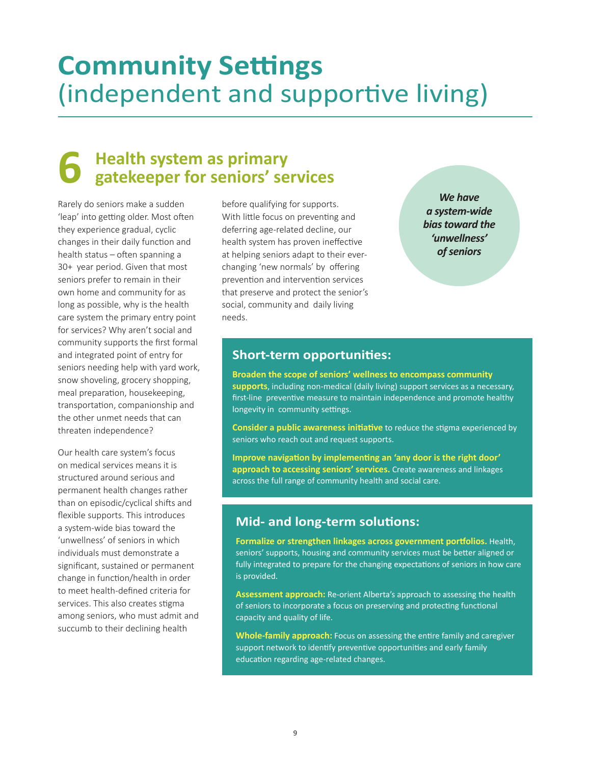# **Community Settings** (independent and supportive living)

## 6 Health system as primary gatekeeper for seniors' services

Rarely do seniors make a sudden 'leap' into getting older. Most often they experience gradual, cyclic changes in their daily function and health status – often spanning a 30+ year period. Given that most seniors prefer to remain in their own home and community for as long as possible, why is the health care system the primary entry point for services? Why aren't social and community supports the first formal and integrated point of entry for seniors needing help with yard work, snow shoveling, grocery shopping, meal preparation, housekeeping, transportation, companionship and the other unmet needs that can threaten independence?

Our health care system's focus on medical services means it is structured around serious and permanent health changes rather than on episodic/cyclical shifts and flexible supports. This introduces a system-wide bias toward the 'unwellness' of seniors in which individuals must demonstrate a significant, sustained or permanent change in function/health in order to meet health-defined criteria for services. This also creates stigma among seniors, who must admit and succumb to their declining health before qualifying for supports. With little focus on preventing and deferring age-related decline, our health system has proven ineffective at helping seniors adapt to their ever-changing 'new normals' by offering prevention and intervention services that preserve and protect the senior's social, community and daily living needs.

***We have a system-wide bias toward the 'unwellness' of seniors***

### Short-term opportunities:

**Broaden the scope of seniors' wellness to encompass community supports**, including non-medical (daily living) support services as a necessary, first-line preventive measure to maintain independence and promote healthy longevity in community settings.

**Consider a public awareness initiative** to reduce the stigma experienced by seniors who reach out and request supports.

**Improve navigation by implementing an 'any door is the right door' approach to accessing seniors' services.** Create awareness and linkages across the full range of community health and social care.

### Mid- and long-term solutions:

**Formalize or strengthen linkages across government portfolios.** Health, seniors' supports, housing and community services must be better aligned or fully integrated to prepare for the changing expectations of seniors in how care is provided.

**Assessment approach:** Re-orient Alberta's approach to assessing the health of seniors to incorporate a focus on preserving and protecting functional capacity and quality of life.

**Whole-family approach:** Focus on assessing the entire family and caregiver support network to identify preventive opportunities and early family education regarding age-related changes.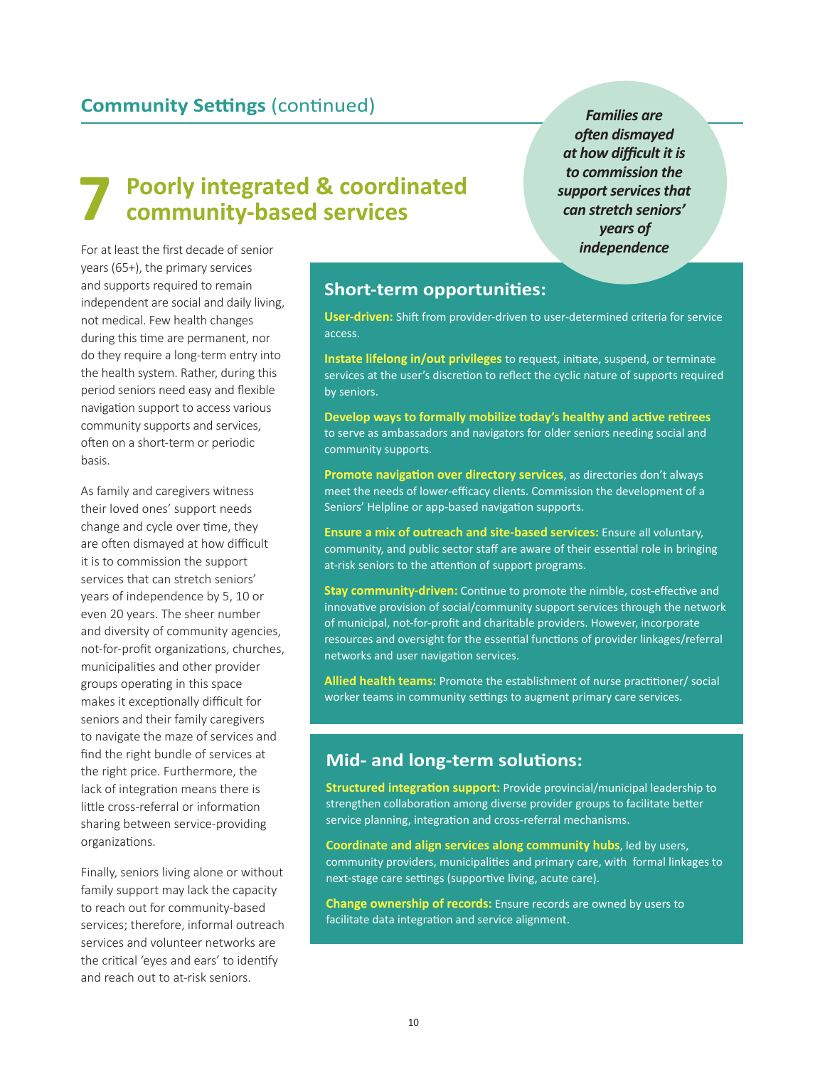## Community Settings (continued)

# 7 Poorly integrated & coordinated community-based services

*Families are often dismayed at how difficult it is to commission the support services that can stretch seniors' years of independence*

For at least the first decade of senior years (65+), the primary services and supports required to remain independent are social and daily living, not medical. Few health changes during this time are permanent, nor do they require a long-term entry into the health system. Rather, during this period seniors need easy and flexible navigation support to access various community supports and services, often on a short-term or periodic basis.

As family and caregivers witness their loved ones' support needs change and cycle over time, they are often dismayed at how difficult it is to commission the support services that can stretch seniors' years of independence by 5, 10 or even 20 years. The sheer number and diversity of community agencies, not-for-profit organizations, churches, municipalities and other provider groups operating in this space makes it exceptionally difficult for seniors and their family caregivers to navigate the maze of services and find the right bundle of services at the right price. Furthermore, the lack of integration means there is little cross-referral or information sharing between service-providing organizations.

Finally, seniors living alone or without family support may lack the capacity to reach out for community-based services; therefore, informal outreach services and volunteer networks are the critical 'eyes and ears' to identify and reach out to at-risk seniors.

## Short-term opportunities:

**User-driven:** Shift from provider-driven to user-determined criteria for service access.

**Instate lifelong in/out privileges** to request, initiate, suspend, or terminate services at the user's discretion to reflect the cyclic nature of supports required by seniors.

**Develop ways to formally mobilize today's healthy and active retirees** to serve as ambassadors and navigators for older seniors needing social and community supports.

**Promote navigation over directory services**, as directories don't always meet the needs of lower-efficacy clients. Commission the development of a Seniors' Helpline or app-based navigation supports.

**Ensure a mix of outreach and site-based services:** Ensure all voluntary, community, and public sector staff are aware of their essential role in bringing at-risk seniors to the attention of support programs.

**Stay community-driven:** Continue to promote the nimble, cost-effective and innovative provision of social/community support services through the network of municipal, not-for-profit and charitable providers. However, incorporate resources and oversight for the essential functions of provider linkages/referral networks and user navigation services.

**Allied health teams:** Promote the establishment of nurse practitioner/ social worker teams in community settings to augment primary care services.

## Mid- and long-term solutions:

**Structured integration support:** Provide provincial/municipal leadership to strengthen collaboration among diverse provider groups to facilitate better service planning, integration and cross-referral mechanisms.

**Coordinate and align services along community hubs**, led by users, community providers, municipalities and primary care, with formal linkages to next-stage care settings (supportive living, acute care).

**Change ownership of records:** Ensure records are owned by users to facilitate data integration and service alignment.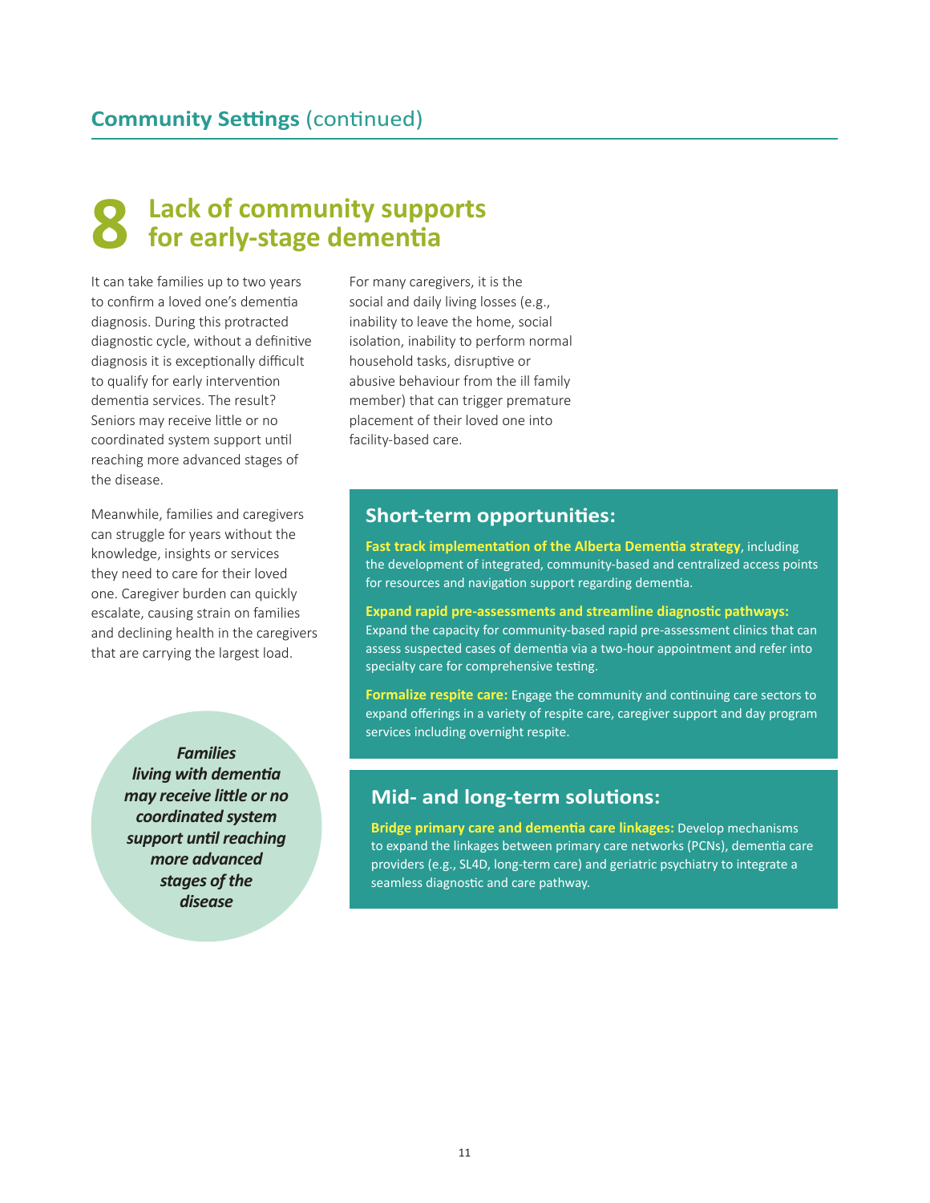## Community Settings (continued)

# 8 Lack of community supports for early-stage dementia

It can take families up to two years to confirm a loved one's dementia diagnosis. During this protracted diagnostic cycle, without a definitive diagnosis it is exceptionally difficult to qualify for early intervention dementia services. The result? Seniors may receive little or no coordinated system support until reaching more advanced stages of the disease.

Meanwhile, families and caregivers can struggle for years without the knowledge, insights or services they need to care for their loved one. Caregiver burden can quickly escalate, causing strain on families and declining health in the caregivers that are carrying the largest load.

*Families living with dementia may receive little or no coordinated system support until reaching more advanced stages of the disease*

For many caregivers, it is the social and daily living losses (e.g., inability to leave the home, social isolation, inability to perform normal household tasks, disruptive or abusive behaviour from the ill family member) that can trigger premature placement of their loved one into facility-based care.

### Short-term opportunities:

**Fast track implementation of the Alberta Dementia strategy**, including the development of integrated, community-based and centralized access points for resources and navigation support regarding dementia.

**Expand rapid pre-assessments and streamline diagnostic pathways:** Expand the capacity for community-based rapid pre-assessment clinics that can assess suspected cases of dementia via a two-hour appointment and refer into specialty care for comprehensive testing.

**Formalize respite care:** Engage the community and continuing care sectors to expand offerings in a variety of respite care, caregiver support and day program services including overnight respite.

### Mid- and long-term solutions:

**Bridge primary care and dementia care linkages:** Develop mechanisms to expand the linkages between primary care networks (PCNs), dementia care providers (e.g., SL4D, long-term care) and geriatric psychiatry to integrate a seamless diagnostic and care pathway.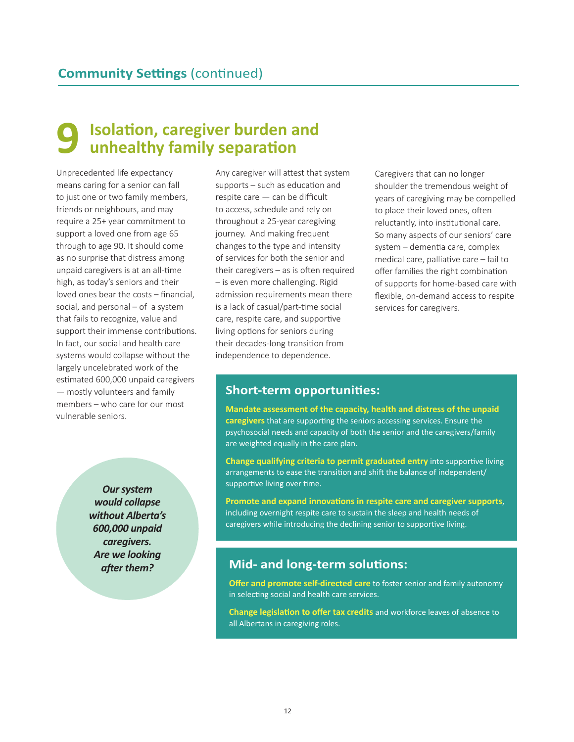## Community Settings (continued)

# 9 Isolation, caregiver burden and unhealthy family separation

Unprecedented life expectancy means caring for a senior can fall to just one or two family members, friends or neighbours, and may require a 25+ year commitment to support a loved one from age 65 through to age 90. It should come as no surprise that distress among unpaid caregivers is at an all-time high, as today's seniors and their loved ones bear the costs – financial, social, and personal – of a system that fails to recognize, value and support their immense contributions. In fact, our social and health care systems would collapse without the largely uncelebrated work of the estimated 600,000 unpaid caregivers — mostly volunteers and family members – who care for our most vulnerable seniors.

Any caregiver will attest that system supports – such as education and respite care — can be difficult to access, schedule and rely on throughout a 25-year caregiving journey. And making frequent changes to the type and intensity of services for both the senior and their caregivers – as is often required – is even more challenging. Rigid admission requirements mean there is a lack of casual/part-time social care, respite care, and supportive living options for seniors during their decades-long transition from independence to dependence.

Caregivers that can no longer shoulder the tremendous weight of years of caregiving may be compelled to place their loved ones, often reluctantly, into institutional care. So many aspects of our seniors' care system – dementia care, complex medical care, palliative care – fail to offer families the right combination of supports for home-based care with flexible, on-demand access to respite services for caregivers.

***Our system would collapse without Alberta's 600,000 unpaid caregivers. Are we looking after them?***

## Short-term opportunities:

**Mandate assessment of the capacity, health and distress of the unpaid caregivers** that are supporting the seniors accessing services. Ensure the psychosocial needs and capacity of both the senior and the caregivers/family are weighted equally in the care plan.

**Change qualifying criteria to permit graduated entry** into supportive living arrangements to ease the transition and shift the balance of independent/supportive living over time.

**Promote and expand innovations in respite care and caregiver supports**, including overnight respite care to sustain the sleep and health needs of caregivers while introducing the declining senior to supportive living.

## Mid- and long-term solutions:

**Offer and promote self-directed care** to foster senior and family autonomy in selecting social and health care services.

**Change legislation to offer tax credits** and workforce leaves of absence to all Albertans in caregiving roles.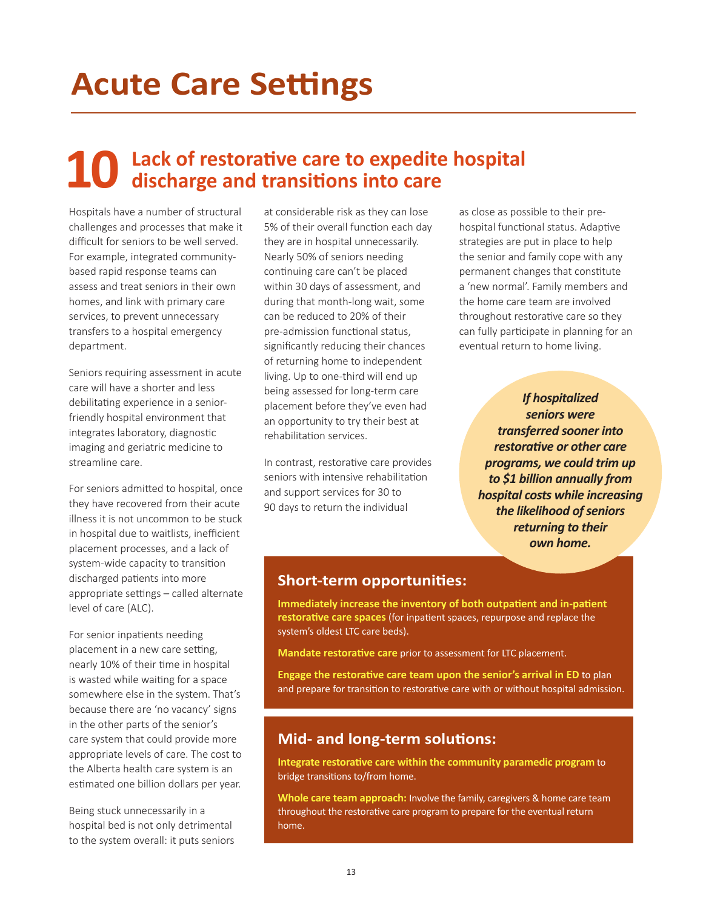# Acute Care Settings

## 10 Lack of restorative care to expedite hospital discharge and transitions into care

Hospitals have a number of structural challenges and processes that make it difficult for seniors to be well served. For example, integrated community-based rapid response teams can assess and treat seniors in their own homes, and link with primary care services, to prevent unnecessary transfers to a hospital emergency department.

Seniors requiring assessment in acute care will have a shorter and less debilitating experience in a senior-friendly hospital environment that integrates laboratory, diagnostic imaging and geriatric medicine to streamline care.

For seniors admitted to hospital, once they have recovered from their acute illness it is not uncommon to be stuck in hospital due to waitlists, inefficient placement processes, and a lack of system-wide capacity to transition discharged patients into more appropriate settings – called alternate level of care (ALC).

For senior inpatients needing placement in a new care setting, nearly 10% of their time in hospital is wasted while waiting for a space somewhere else in the system. That's because there are 'no vacancy' signs in the other parts of the senior's care system that could provide more appropriate levels of care. The cost to the Alberta health care system is an estimated one billion dollars per year.

Being stuck unnecessarily in a hospital bed is not only detrimental to the system overall: it puts seniors at considerable risk as they can lose 5% of their overall function each day they are in hospital unnecessarily. Nearly 50% of seniors needing continuing care can't be placed within 30 days of assessment, and during that month-long wait, some can be reduced to 20% of their pre-admission functional status, significantly reducing their chances of returning home to independent living. Up to one-third will end up being assessed for long-term care placement before they've even had an opportunity to try their best at rehabilitation services.

In contrast, restorative care provides seniors with intensive rehabilitation and support services for 30 to 90 days to return the individual as close as possible to their pre-hospital functional status. Adaptive strategies are put in place to help the senior and family cope with any permanent changes that constitute a 'new normal'. Family members and the home care team are involved throughout restorative care so they can fully participate in planning for an eventual return to home living.

***If hospitalized seniors were transferred sooner into restorative or other care programs, we could trim up to $1 billion annually from hospital costs while increasing the likelihood of seniors returning to their own home.***

### Short-term opportunities:

**Immediately increase the inventory of both outpatient and in-patient restorative care spaces** (for inpatient spaces, repurpose and replace the system's oldest LTC care beds).

**Mandate restorative care** prior to assessment for LTC placement.

**Engage the restorative care team upon the senior's arrival in ED** to plan and prepare for transition to restorative care with or without hospital admission.

### Mid- and long-term solutions:

**Integrate restorative care within the community paramedic program** to bridge transitions to/from home.

**Whole care team approach:** Involve the family, caregivers & home care team throughout the restorative care program to prepare for the eventual return home.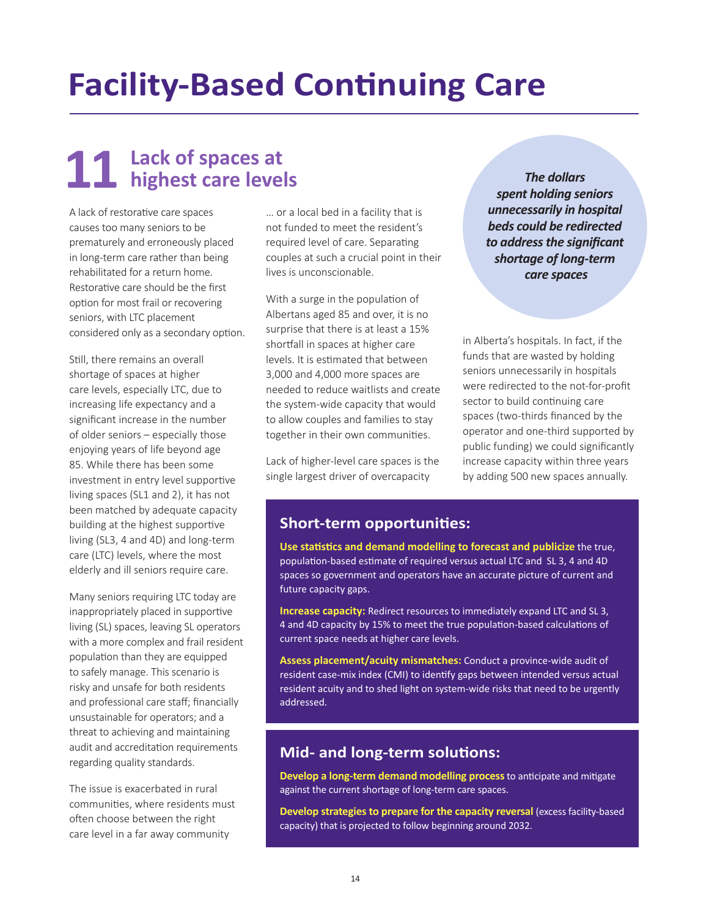# Facility-Based Continuing Care

## 11 Lack of spaces at highest care levels

A lack of restorative care spaces causes too many seniors to be prematurely and erroneously placed in long-term care rather than being rehabilitated for a return home. Restorative care should be the first option for most frail or recovering seniors, with LTC placement considered only as a secondary option.

Still, there remains an overall shortage of spaces at higher care levels, especially LTC, due to increasing life expectancy and a significant increase in the number of older seniors – especially those enjoying years of life beyond age 85. While there has been some investment in entry level supportive living spaces (SL1 and 2), it has not been matched by adequate capacity building at the highest supportive living (SL3, 4 and 4D) and long-term care (LTC) levels, where the most elderly and ill seniors require care.

Many seniors requiring LTC today are inappropriately placed in supportive living (SL) spaces, leaving SL operators with a more complex and frail resident population than they are equipped to safely manage. This scenario is risky and unsafe for both residents and professional care staff; financially unsustainable for operators; and a threat to achieving and maintaining audit and accreditation requirements regarding quality standards.

The issue is exacerbated in rural communities, where residents must often choose between the right care level in a far away community … or a local bed in a facility that is not funded to meet the resident's required level of care. Separating couples at such a crucial point in their lives is unconscionable.

With a surge in the population of Albertans aged 85 and over, it is no surprise that there is at least a 15% shortfall in spaces at higher care levels. It is estimated that between 3,000 and 4,000 more spaces are needed to reduce waitlists and create the system-wide capacity that would to allow couples and families to stay together in their own communities.

Lack of higher-level care spaces is the single largest driver of overcapacity in Alberta's hospitals. In fact, if the funds that are wasted by holding seniors unnecessarily in hospitals were redirected to the not-for-profit sector to build continuing care spaces (two-thirds financed by the operator and one-third supported by public funding) we could significantly increase capacity within three years by adding 500 new spaces annually.

***The dollars spent holding seniors unnecessarily in hospital beds could be redirected to address the significant shortage of long-term care spaces***

### Short-term opportunities:

**Use statistics and demand modelling to forecast and publicize** the true, population-based estimate of required versus actual LTC and SL 3, 4 and 4D spaces so government and operators have an accurate picture of current and future capacity gaps.

**Increase capacity:** Redirect resources to immediately expand LTC and SL 3, 4 and 4D capacity by 15% to meet the true population-based calculations of current space needs at higher care levels.

**Assess placement/acuity mismatches:** Conduct a province-wide audit of resident case-mix index (CMI) to identify gaps between intended versus actual resident acuity and to shed light on system-wide risks that need to be urgently addressed.

### Mid- and long-term solutions:

**Develop a long-term demand modelling process** to anticipate and mitigate against the current shortage of long-term care spaces.

**Develop strategies to prepare for the capacity reversal** (excess facility-based capacity) that is projected to follow beginning around 2032.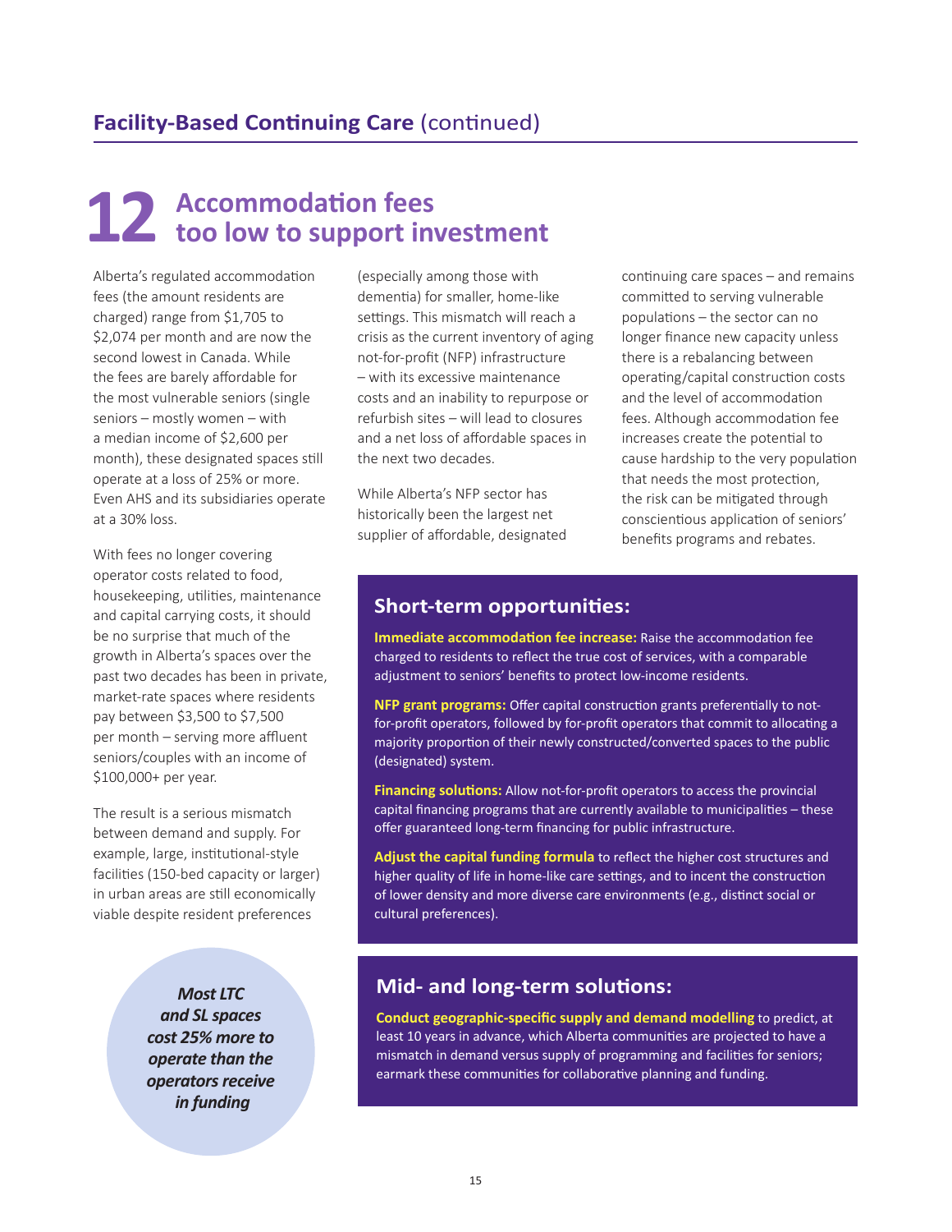## Facility-Based Continuing Care (continued)

# 12 Accommodation fees too low to support investment

Alberta's regulated accommodation fees (the amount residents are charged) range from $1,705 to $2,074 per month and are now the second lowest in Canada. While the fees are barely affordable for the most vulnerable seniors (single seniors – mostly women – with a median income of $2,600 per month), these designated spaces still operate at a loss of 25% or more. Even AHS and its subsidiaries operate at a 30% loss.

With fees no longer covering operator costs related to food, housekeeping, utilities, maintenance and capital carrying costs, it should be no surprise that much of the growth in Alberta's spaces over the past two decades has been in private, market-rate spaces where residents pay between $3,500 to $7,500 per month – serving more affluent seniors/couples with an income of $100,000+ per year.

The result is a serious mismatch between demand and supply. For example, large, institutional-style facilities (150-bed capacity or larger) in urban areas are still economically viable despite resident preferences (especially among those with dementia) for smaller, home-like settings. This mismatch will reach a crisis as the current inventory of aging not-for-profit (NFP) infrastructure – with its excessive maintenance costs and an inability to repurpose or refurbish sites – will lead to closures and a net loss of affordable spaces in the next two decades.

While Alberta's NFP sector has historically been the largest net supplier of affordable, designated continuing care spaces – and remains committed to serving vulnerable populations – the sector can no longer finance new capacity unless there is a rebalancing between operating/capital construction costs and the level of accommodation fees. Although accommodation fee increases create the potential to cause hardship to the very population that needs the most protection, the risk can be mitigated through conscientious application of seniors' benefits programs and rebates.

***Most LTC and SL spaces cost 25% more to operate than the operators receive in funding***

### Short-term opportunities:

**Immediate accommodation fee increase:** Raise the accommodation fee charged to residents to reflect the true cost of services, with a comparable adjustment to seniors' benefits to protect low-income residents.

**NFP grant programs:** Offer capital construction grants preferentially to not-for-profit operators, followed by for-profit operators that commit to allocating a majority proportion of their newly constructed/converted spaces to the public (designated) system.

**Financing solutions:** Allow not-for-profit operators to access the provincial capital financing programs that are currently available to municipalities – these offer guaranteed long-term financing for public infrastructure.

**Adjust the capital funding formula** to reflect the higher cost structures and higher quality of life in home-like care settings, and to incent the construction of lower density and more diverse care environments (e.g., distinct social or cultural preferences).

### Mid- and long-term solutions:

**Conduct geographic-specific supply and demand modelling** to predict, at least 10 years in advance, which Alberta communities are projected to have a mismatch in demand versus supply of programming and facilities for seniors; earmark these communities for collaborative planning and funding.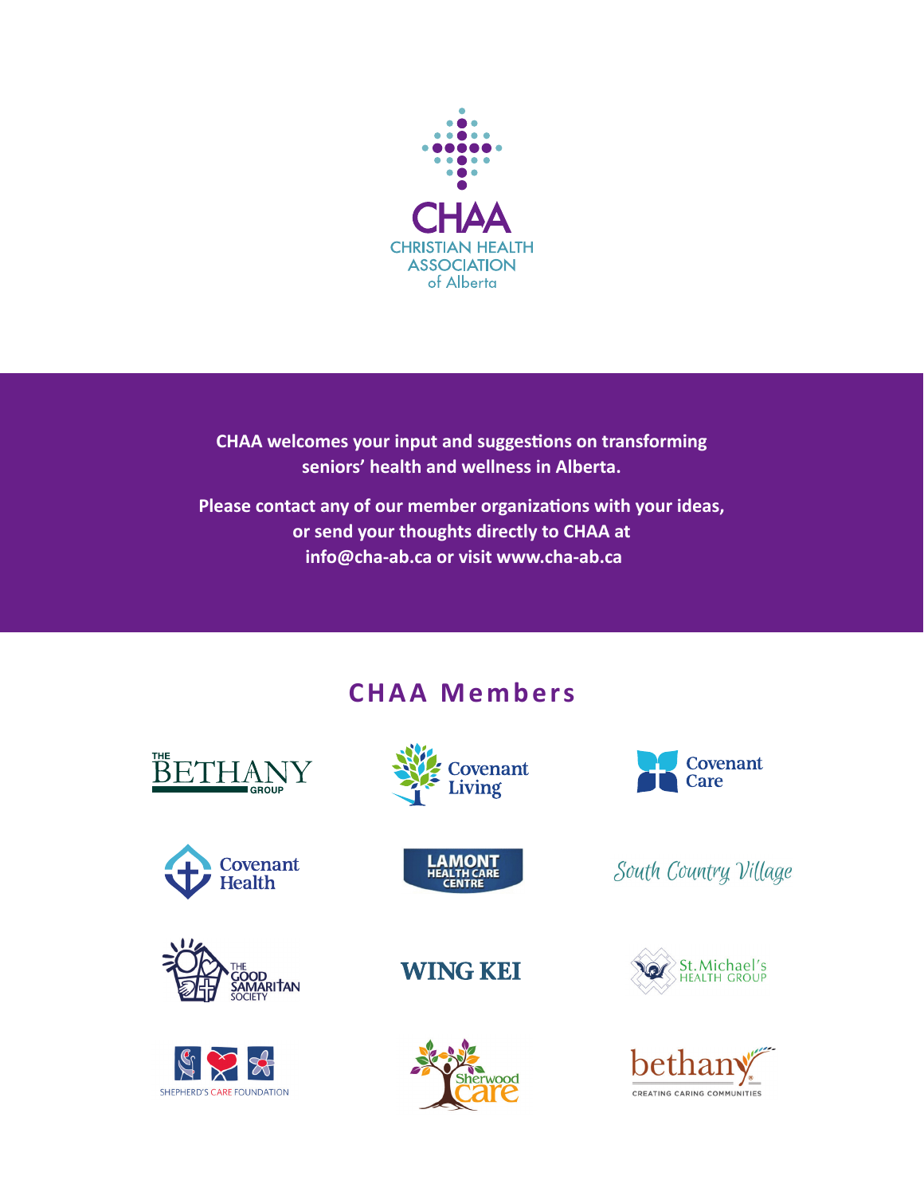CHAA

CHRISTIAN HEALTH ASSOCIATION of Alberta

**CHAA welcomes your input and suggestions on transforming seniors' health and wellness in Alberta.**

**Please contact any of our member organizations with your ideas, or send your thoughts directly to CHAA at info@cha-ab.ca or visit www.cha-ab.ca**

## CHAA Members

THE BETHANY GROUP

Covenant Living

Covenant Care

Covenant Health

LAMONT HEALTH CARE CENTRE

South Country Village

THE GOOD SAMARITAN SOCIETY

WING KEI

St. Michael's HEALTH GROUP

SHEPHERD'S CARE FOUNDATION

Sherwood care

bethany CREATING CARING COMMUNITIES